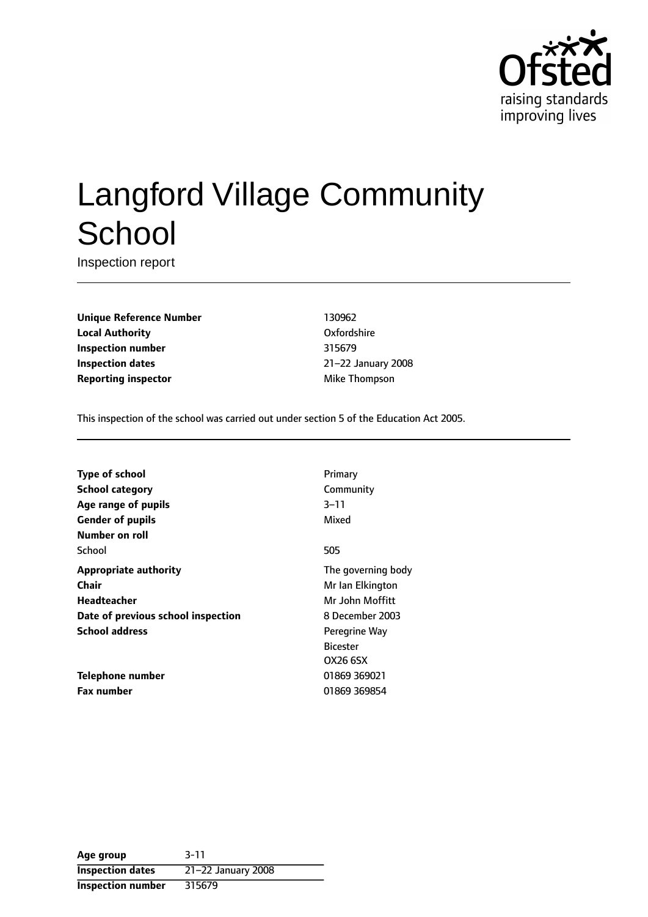Ofsted
raising standards
improving lives

# Langford Village Community School

Inspection report

| | |
|---|---|
| **Unique Reference Number** | 130962 |
| **Local Authority** | Oxfordshire |
| **Inspection number** | 315679 |
| **Inspection dates** | 21–22 January 2008 |
| **Reporting inspector** | Mike Thompson |

This inspection of the school was carried out under section 5 of the Education Act 2005.

| | |
|---|---|
| **Type of school** | Primary |
| **School category** | Community |
| **Age range of pupils** | 3–11 |
| **Gender of pupils** | Mixed |
| **Number on roll** | |
| School | 505 |
| **Appropriate authority** | The governing body |
| **Chair** | Mr Ian Elkington |
| **Headteacher** | Mr John Moffitt |
| **Date of previous school inspection** | 8 December 2003 |
| **School address** | Peregrine Way<br>Bicester<br>OX26 6SX |
| **Telephone number** | 01869 369021 |
| **Fax number** | 01869 369854 |

| | |
|---|---|
| **Age group** | 3-11 |
| **Inspection dates** | 21–22 January 2008 |
| **Inspection number** | 315679 |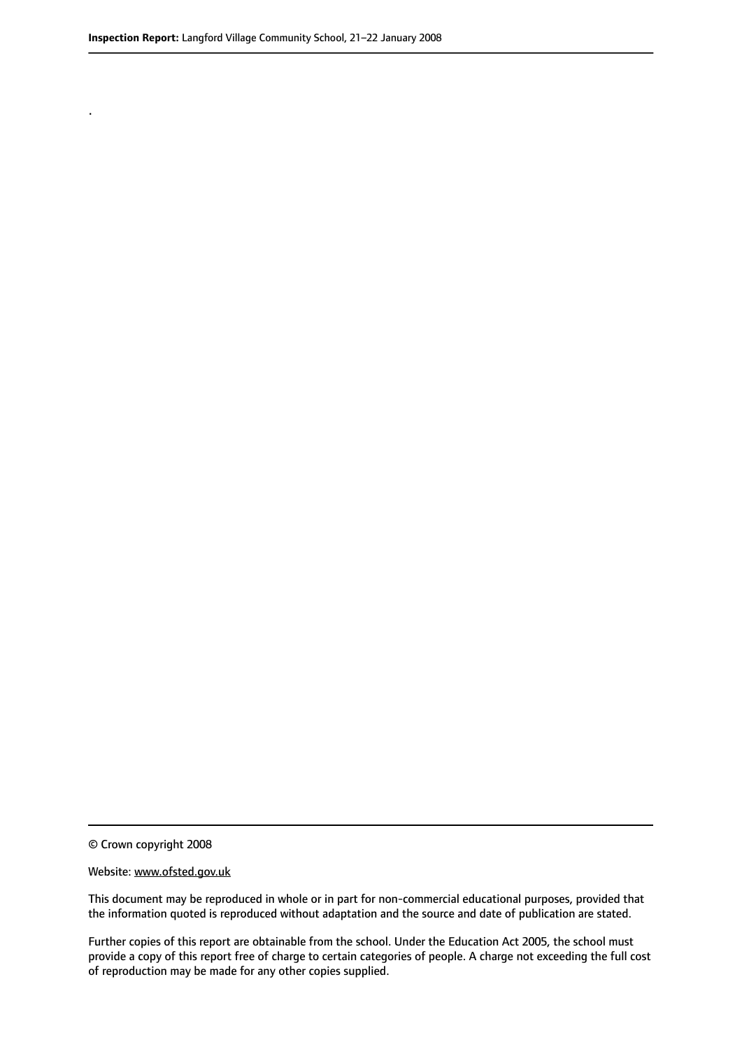.

© Crown copyright 2008

Website: www.ofsted.gov.uk

This document may be reproduced in whole or in part for non-commercial educational purposes, provided that the information quoted is reproduced without adaptation and the source and date of publication are stated.

Further copies of this report are obtainable from the school. Under the Education Act 2005, the school must provide a copy of this report free of charge to certain categories of people. A charge not exceeding the full cost of reproduction may be made for any other copies supplied.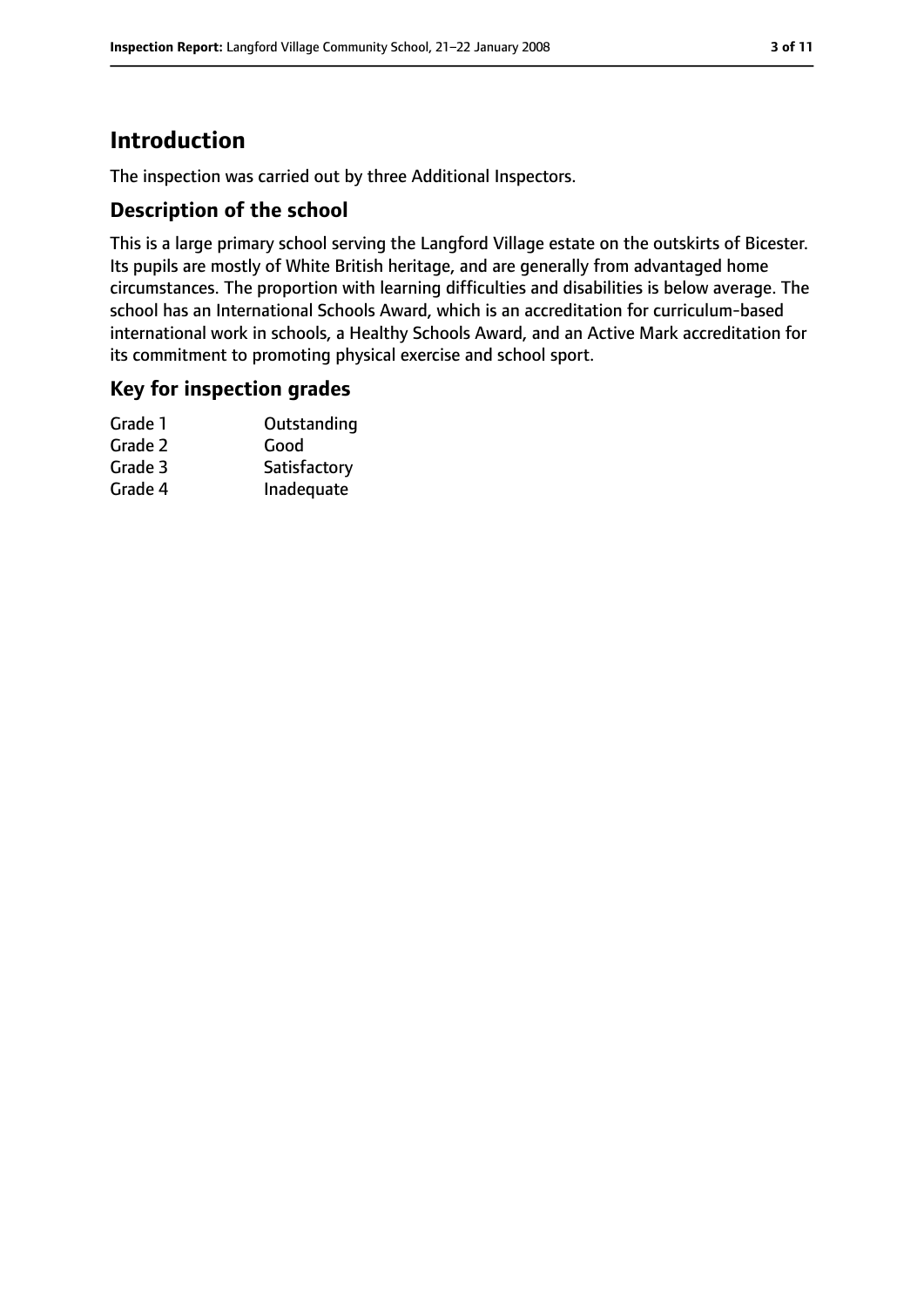# Introduction

The inspection was carried out by three Additional Inspectors.

## Description of the school

This is a large primary school serving the Langford Village estate on the outskirts of Bicester. Its pupils are mostly of White British heritage, and are generally from advantaged home circumstances. The proportion with learning difficulties and disabilities is below average. The school has an International Schools Award, which is an accreditation for curriculum-based international work in schools, a Healthy Schools Award, and an Active Mark accreditation for its commitment to promoting physical exercise and school sport.

## Key for inspection grades

| | |
|---|---|
| Grade 1 | Outstanding |
| Grade 2 | Good |
| Grade 3 | Satisfactory |
| Grade 4 | Inadequate |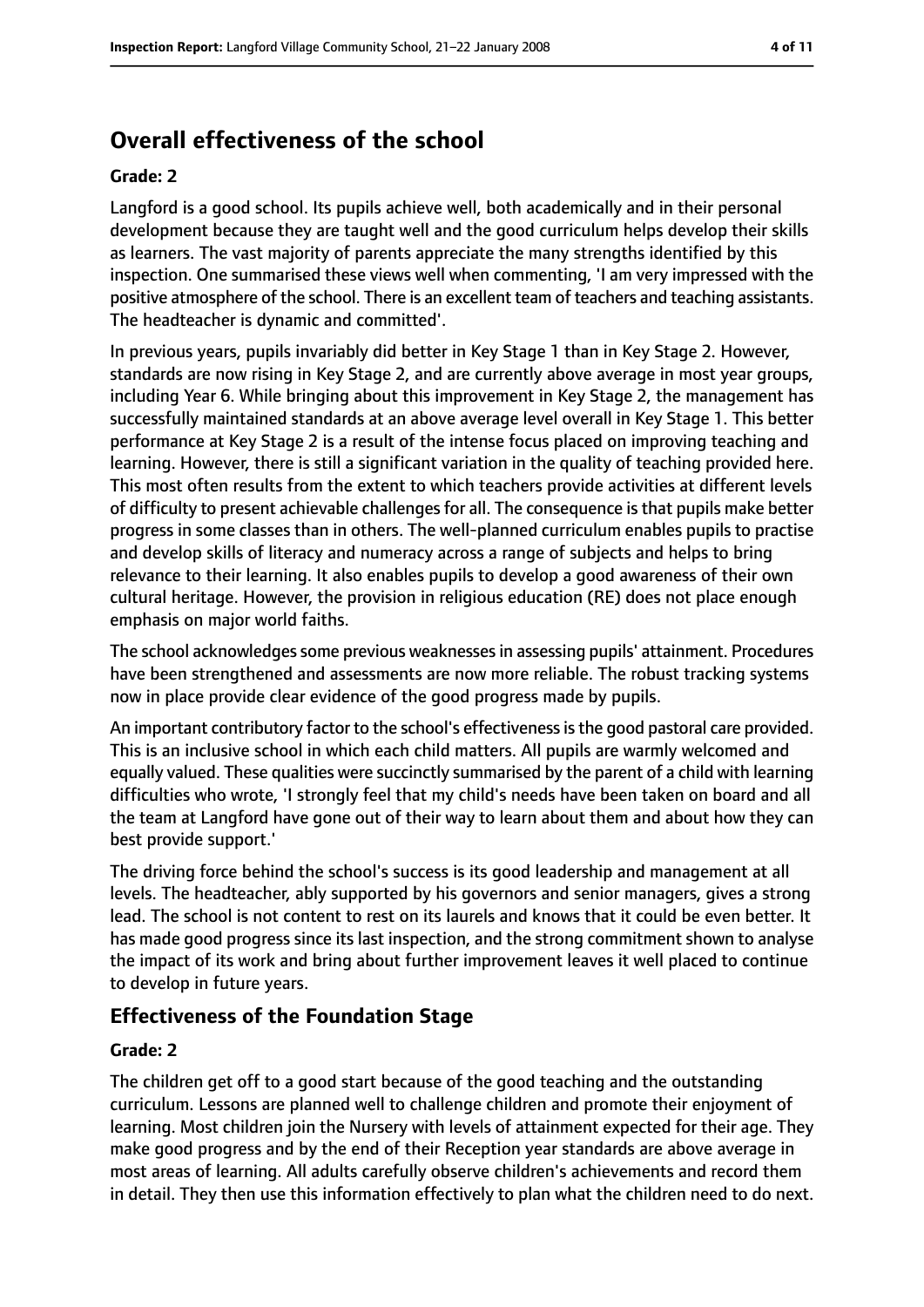## Overall effectiveness of the school

**Grade: 2**

Langford is a good school. Its pupils achieve well, both academically and in their personal development because they are taught well and the good curriculum helps develop their skills as learners. The vast majority of parents appreciate the many strengths identified by this inspection. One summarised these views well when commenting, 'I am very impressed with the positive atmosphere of the school. There is an excellent team of teachers and teaching assistants. The headteacher is dynamic and committed'.

In previous years, pupils invariably did better in Key Stage 1 than in Key Stage 2. However, standards are now rising in Key Stage 2, and are currently above average in most year groups, including Year 6. While bringing about this improvement in Key Stage 2, the management has successfully maintained standards at an above average level overall in Key Stage 1. This better performance at Key Stage 2 is a result of the intense focus placed on improving teaching and learning. However, there is still a significant variation in the quality of teaching provided here. This most often results from the extent to which teachers provide activities at different levels of difficulty to present achievable challenges for all. The consequence is that pupils make better progress in some classes than in others. The well-planned curriculum enables pupils to practise and develop skills of literacy and numeracy across a range of subjects and helps to bring relevance to their learning. It also enables pupils to develop a good awareness of their own cultural heritage. However, the provision in religious education (RE) does not place enough emphasis on major world faiths.

The school acknowledges some previous weaknesses in assessing pupils' attainment. Procedures have been strengthened and assessments are now more reliable. The robust tracking systems now in place provide clear evidence of the good progress made by pupils.

An important contributory factor to the school's effectiveness is the good pastoral care provided. This is an inclusive school in which each child matters. All pupils are warmly welcomed and equally valued. These qualities were succinctly summarised by the parent of a child with learning difficulties who wrote, 'I strongly feel that my child's needs have been taken on board and all the team at Langford have gone out of their way to learn about them and about how they can best provide support.'

The driving force behind the school's success is its good leadership and management at all levels. The headteacher, ably supported by his governors and senior managers, gives a strong lead. The school is not content to rest on its laurels and knows that it could be even better. It has made good progress since its last inspection, and the strong commitment shown to analyse the impact of its work and bring about further improvement leaves it well placed to continue to develop in future years.

### Effectiveness of the Foundation Stage

**Grade: 2**

The children get off to a good start because of the good teaching and the outstanding curriculum. Lessons are planned well to challenge children and promote their enjoyment of learning. Most children join the Nursery with levels of attainment expected for their age. They make good progress and by the end of their Reception year standards are above average in most areas of learning. All adults carefully observe children's achievements and record them in detail. They then use this information effectively to plan what the children need to do next.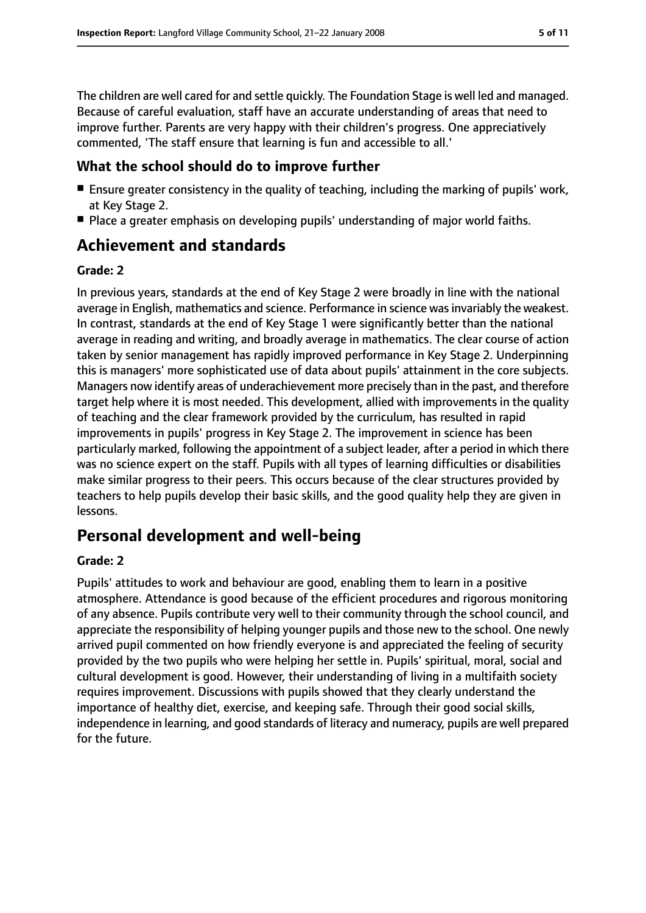The children are well cared for and settle quickly. The Foundation Stage is well led and managed. Because of careful evaluation, staff have an accurate understanding of areas that need to improve further. Parents are very happy with their children's progress. One appreciatively commented, 'The staff ensure that learning is fun and accessible to all.'

### What the school should do to improve further

- Ensure greater consistency in the quality of teaching, including the marking of pupils' work, at Key Stage 2.
- Place a greater emphasis on developing pupils' understanding of major world faiths.

## Achievement and standards

#### Grade: 2

In previous years, standards at the end of Key Stage 2 were broadly in line with the national average in English, mathematics and science. Performance in science was invariably the weakest. In contrast, standards at the end of Key Stage 1 were significantly better than the national average in reading and writing, and broadly average in mathematics. The clear course of action taken by senior management has rapidly improved performance in Key Stage 2. Underpinning this is managers' more sophisticated use of data about pupils' attainment in the core subjects. Managers now identify areas of underachievement more precisely than in the past, and therefore target help where it is most needed. This development, allied with improvements in the quality of teaching and the clear framework provided by the curriculum, has resulted in rapid improvements in pupils' progress in Key Stage 2. The improvement in science has been particularly marked, following the appointment of a subject leader, after a period in which there was no science expert on the staff. Pupils with all types of learning difficulties or disabilities make similar progress to their peers. This occurs because of the clear structures provided by teachers to help pupils develop their basic skills, and the good quality help they are given in lessons.

## Personal development and well-being

#### Grade: 2

Pupils' attitudes to work and behaviour are good, enabling them to learn in a positive atmosphere. Attendance is good because of the efficient procedures and rigorous monitoring of any absence. Pupils contribute very well to their community through the school council, and appreciate the responsibility of helping younger pupils and those new to the school. One newly arrived pupil commented on how friendly everyone is and appreciated the feeling of security provided by the two pupils who were helping her settle in. Pupils' spiritual, moral, social and cultural development is good. However, their understanding of living in a multifaith society requires improvement. Discussions with pupils showed that they clearly understand the importance of healthy diet, exercise, and keeping safe. Through their good social skills, independence in learning, and good standards of literacy and numeracy, pupils are well prepared for the future.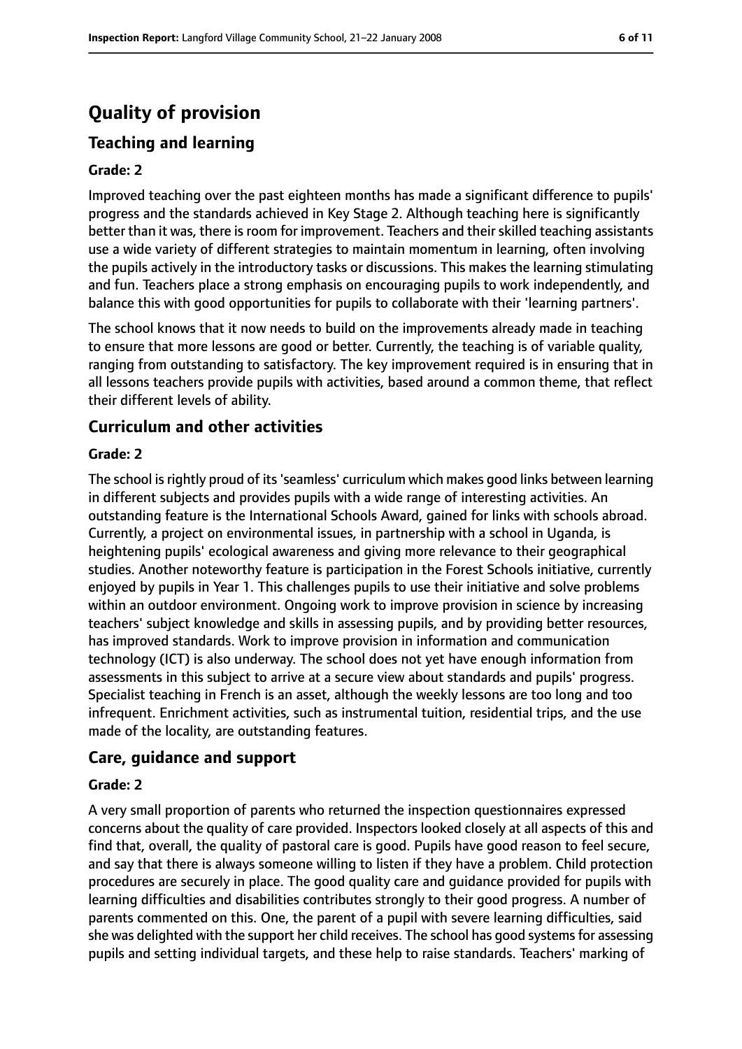# Quality of provision

## Teaching and learning

**Grade: 2**

Improved teaching over the past eighteen months has made a significant difference to pupils' progress and the standards achieved in Key Stage 2. Although teaching here is significantly better than it was, there is room for improvement. Teachers and their skilled teaching assistants use a wide variety of different strategies to maintain momentum in learning, often involving the pupils actively in the introductory tasks or discussions. This makes the learning stimulating and fun. Teachers place a strong emphasis on encouraging pupils to work independently, and balance this with good opportunities for pupils to collaborate with their 'learning partners'.

The school knows that it now needs to build on the improvements already made in teaching to ensure that more lessons are good or better. Currently, the teaching is of variable quality, ranging from outstanding to satisfactory. The key improvement required is in ensuring that in all lessons teachers provide pupils with activities, based around a common theme, that reflect their different levels of ability.

## Curriculum and other activities

**Grade: 2**

The school is rightly proud of its 'seamless' curriculum which makes good links between learning in different subjects and provides pupils with a wide range of interesting activities. An outstanding feature is the International Schools Award, gained for links with schools abroad. Currently, a project on environmental issues, in partnership with a school in Uganda, is heightening pupils' ecological awareness and giving more relevance to their geographical studies. Another noteworthy feature is participation in the Forest Schools initiative, currently enjoyed by pupils in Year 1. This challenges pupils to use their initiative and solve problems within an outdoor environment. Ongoing work to improve provision in science by increasing teachers' subject knowledge and skills in assessing pupils, and by providing better resources, has improved standards. Work to improve provision in information and communication technology (ICT) is also underway. The school does not yet have enough information from assessments in this subject to arrive at a secure view about standards and pupils' progress. Specialist teaching in French is an asset, although the weekly lessons are too long and too infrequent. Enrichment activities, such as instrumental tuition, residential trips, and the use made of the locality, are outstanding features.

## Care, guidance and support

**Grade: 2**

A very small proportion of parents who returned the inspection questionnaires expressed concerns about the quality of care provided. Inspectors looked closely at all aspects of this and find that, overall, the quality of pastoral care is good. Pupils have good reason to feel secure, and say that there is always someone willing to listen if they have a problem. Child protection procedures are securely in place. The good quality care and guidance provided for pupils with learning difficulties and disabilities contributes strongly to their good progress. A number of parents commented on this. One, the parent of a pupil with severe learning difficulties, said she was delighted with the support her child receives. The school has good systems for assessing pupils and setting individual targets, and these help to raise standards. Teachers' marking of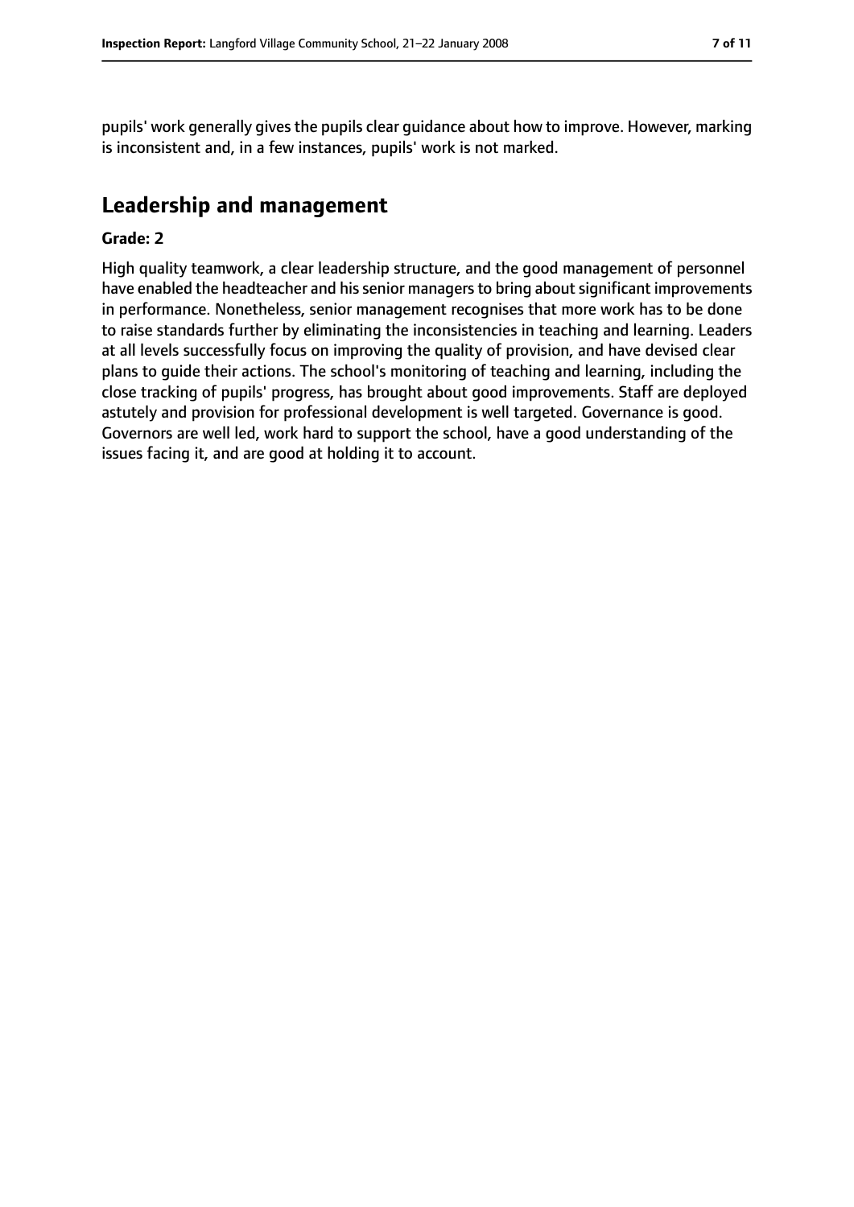pupils' work generally gives the pupils clear guidance about how to improve. However, marking is inconsistent and, in a few instances, pupils' work is not marked.

## Leadership and management

**Grade: 2**

High quality teamwork, a clear leadership structure, and the good management of personnel have enabled the headteacher and his senior managers to bring about significant improvements in performance. Nonetheless, senior management recognises that more work has to be done to raise standards further by eliminating the inconsistencies in teaching and learning. Leaders at all levels successfully focus on improving the quality of provision, and have devised clear plans to guide their actions. The school's monitoring of teaching and learning, including the close tracking of pupils' progress, has brought about good improvements. Staff are deployed astutely and provision for professional development is well targeted. Governance is good. Governors are well led, work hard to support the school, have a good understanding of the issues facing it, and are good at holding it to account.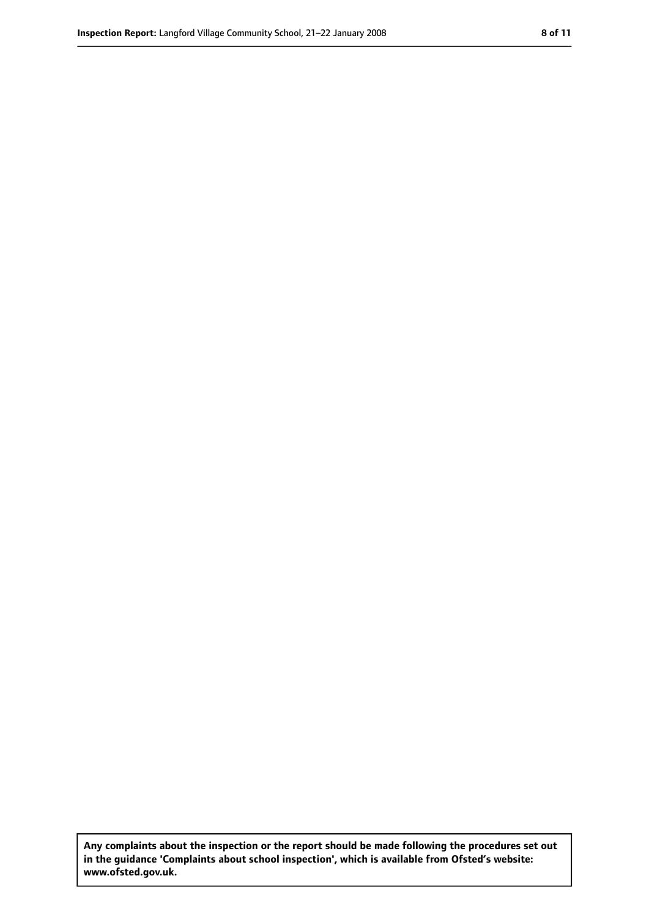**Any complaints about the inspection or the report should be made following the procedures set out in the guidance 'Complaints about school inspection', which is available from Ofsted's website: www.ofsted.gov.uk.**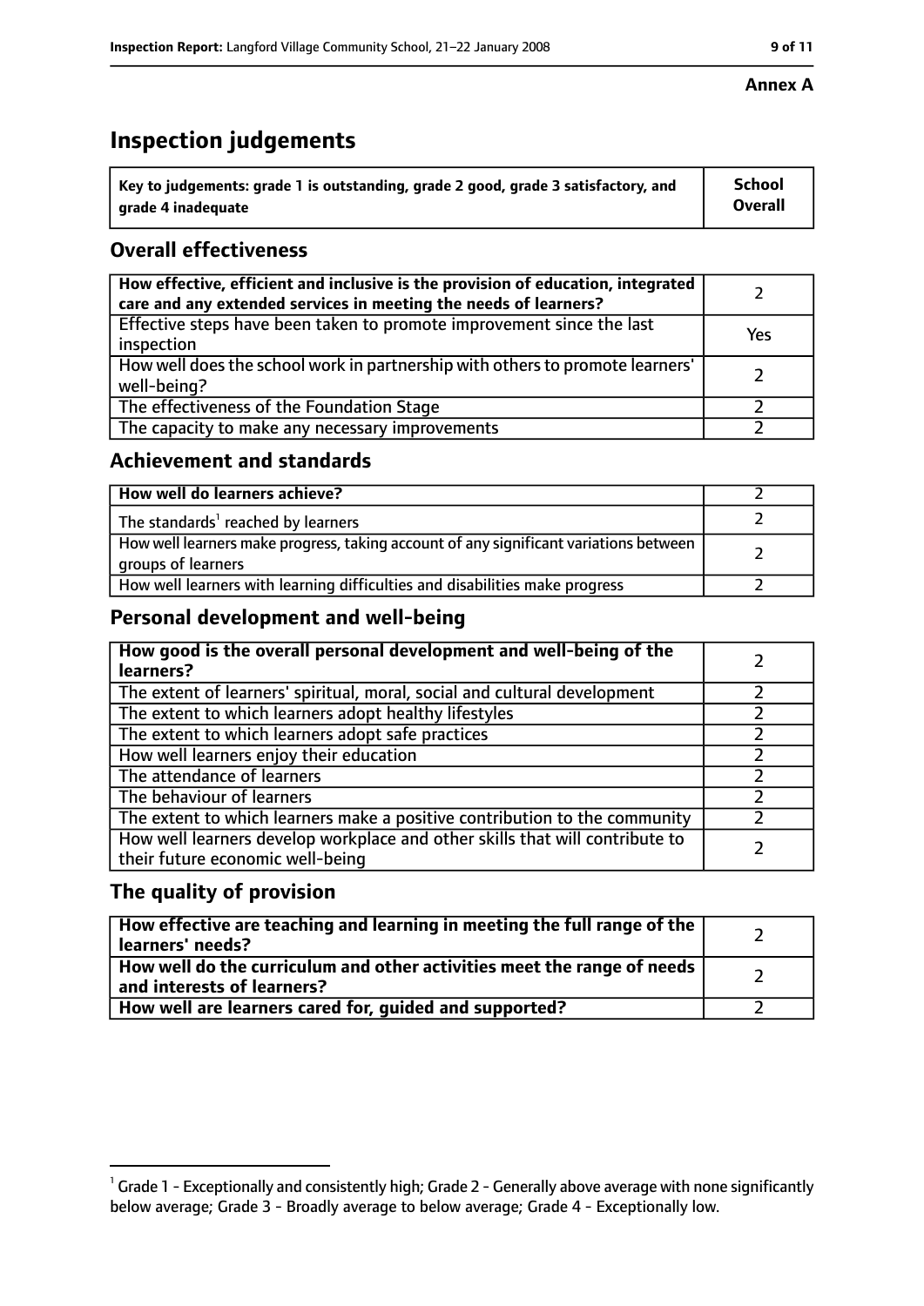**Annex A**

# Inspection judgements

| Key to judgements: grade 1 is outstanding, grade 2 good, grade 3 satisfactory, and grade 4 inadequate | School Overall |
|---|---|

## Overall effectiveness

| | |
|---|---|
| **How effective, efficient and inclusive is the provision of education, integrated care and any extended services in meeting the needs of learners?** | 2 |
| Effective steps have been taken to promote improvement since the last inspection | Yes |
| How well does the school work in partnership with others to promote learners' well-being? | 2 |
| The effectiveness of the Foundation Stage | 2 |
| The capacity to make any necessary improvements | 2 |

## Achievement and standards

| | |
|---|---|
| **How well do learners achieve?** | 2 |
| The standards[1] reached by learners | 2 |
| How well learners make progress, taking account of any significant variations between groups of learners | 2 |
| How well learners with learning difficulties and disabilities make progress | 2 |

## Personal development and well-being

| | |
|---|---|
| **How good is the overall personal development and well-being of the learners?** | 2 |
| The extent of learners' spiritual, moral, social and cultural development | 2 |
| The extent to which learners adopt healthy lifestyles | 2 |
| The extent to which learners adopt safe practices | 2 |
| How well learners enjoy their education | 2 |
| The attendance of learners | 2 |
| The behaviour of learners | 2 |
| The extent to which learners make a positive contribution to the community | 2 |
| How well learners develop workplace and other skills that will contribute to their future economic well-being | 2 |

## The quality of provision

| | |
|---|---|
| **How effective are teaching and learning in meeting the full range of the learners' needs?** | 2 |
| **How well do the curriculum and other activities meet the range of needs and interests of learners?** | 2 |
| **How well are learners cared for, guided and supported?** | 2 |

[1] Grade 1 - Exceptionally and consistently high; Grade 2 - Generally above average with none significantly below average; Grade 3 - Broadly average to below average; Grade 4 - Exceptionally low.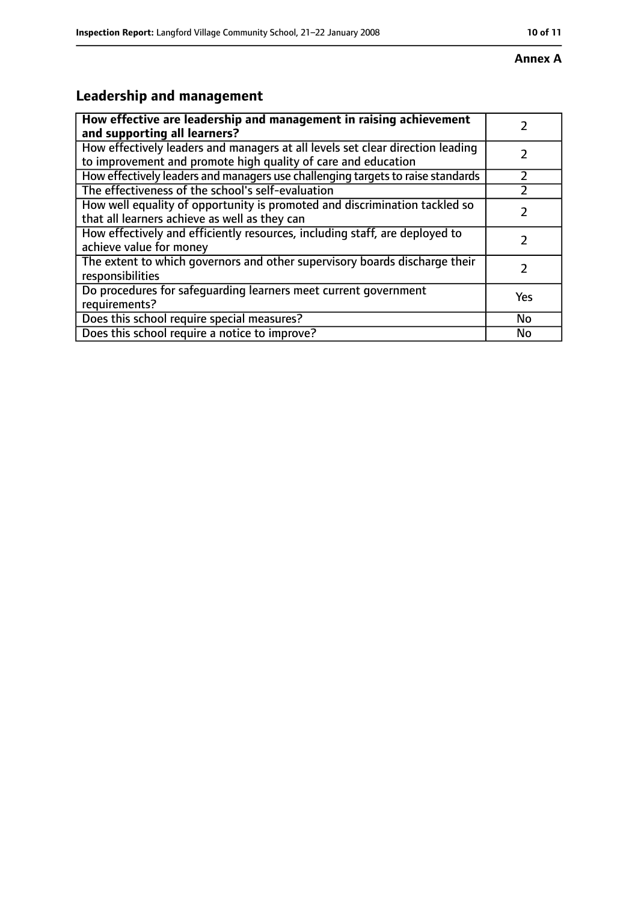**Annex A**

## Leadership and management

| How effective are leadership and management in raising achievement and supporting all learners? | 2 |
|---|---|
| How effectively leaders and managers at all levels set clear direction leading to improvement and promote high quality of care and education | 2 |
| How effectively leaders and managers use challenging targets to raise standards | 2 |
| The effectiveness of the school's self-evaluation | 2 |
| How well equality of opportunity is promoted and discrimination tackled so that all learners achieve as well as they can | 2 |
| How effectively and efficiently resources, including staff, are deployed to achieve value for money | 2 |
| The extent to which governors and other supervisory boards discharge their responsibilities | 2 |
| Do procedures for safeguarding learners meet current government requirements? | Yes |
| Does this school require special measures? | No |
| Does this school require a notice to improve? | No |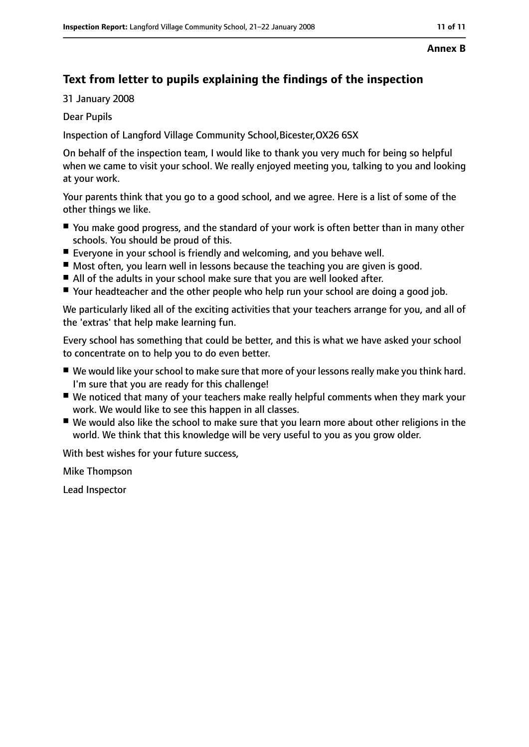**Annex B**

## Text from letter to pupils explaining the findings of the inspection

31 January 2008

Dear Pupils

Inspection of Langford Village Community School,Bicester,OX26 6SX

On behalf of the inspection team, I would like to thank you very much for being so helpful when we came to visit your school. We really enjoyed meeting you, talking to you and looking at your work.

Your parents think that you go to a good school, and we agree. Here is a list of some of the other things we like.

- You make good progress, and the standard of your work is often better than in many other schools. You should be proud of this.
- Everyone in your school is friendly and welcoming, and you behave well.
- Most often, you learn well in lessons because the teaching you are given is good.
- All of the adults in your school make sure that you are well looked after.
- Your headteacher and the other people who help run your school are doing a good job.

We particularly liked all of the exciting activities that your teachers arrange for you, and all of the 'extras' that help make learning fun.

Every school has something that could be better, and this is what we have asked your school to concentrate on to help you to do even better.

- We would like your school to make sure that more of your lessons really make you think hard. I'm sure that you are ready for this challenge!
- We noticed that many of your teachers make really helpful comments when they mark your work. We would like to see this happen in all classes.
- We would also like the school to make sure that you learn more about other religions in the world. We think that this knowledge will be very useful to you as you grow older.

With best wishes for your future success,

Mike Thompson

Lead Inspector